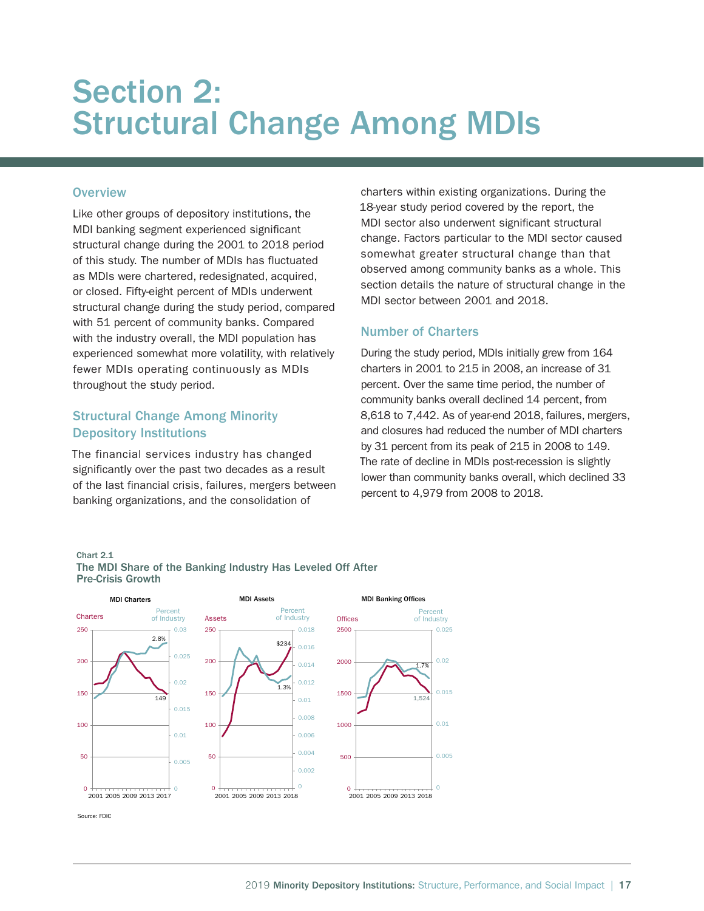# Section 2: Structural Change Among MDIs

## Overview

Like other groups of depository institutions, the MDI banking segment experienced significant structural change during the 2001 to 2018 period of this study. The number of MDIs has fluctuated as MDIs were chartered, redesignated, acquired, or closed. Fifty-eight percent of MDIs underwent structural change during the study period, compared with 51 percent of community banks. Compared with the industry overall, the MDI population has experienced somewhat more volatility, with relatively fewer MDIs operating continuously as MDIs throughout the study period.

## Structural Change Among Minority Depository Institutions

The financial services industry has changed significantly over the past two decades as a result of the last financial crisis, failures, mergers between banking organizations, and the consolidation of charters within existing organizations. During the 18-year study period covered by the report, the MDI sector also underwent significant structural change. Factors particular to the MDI sector caused somewhat greater structural change than that observed among community banks as a whole. This section details the nature of structural change in the MDI sector between 2001 and 2018.

## Number of Charters

During the study period, MDIs initially grew from 164 charters in 2001 to 215 in 2008, an increase of 31 percent. Over the same time period, the number of community banks overall declined 14 percent, from 8,618 to 7,442. As of year-end 2018, failures, mergers, and closures had reduced the number of MDI charters by 31 percent from its peak of 215 in 2008 to 149. The rate of decline in MDIs post-recession is slightly lower than community banks overall, which declined 33 percent to 4,979 from 2008 to 2018.

**Chart 2.1**
**The MDI Share of the Banking Industry Has Leveled Off After Pre-Crisis Growth**

Source: FDIC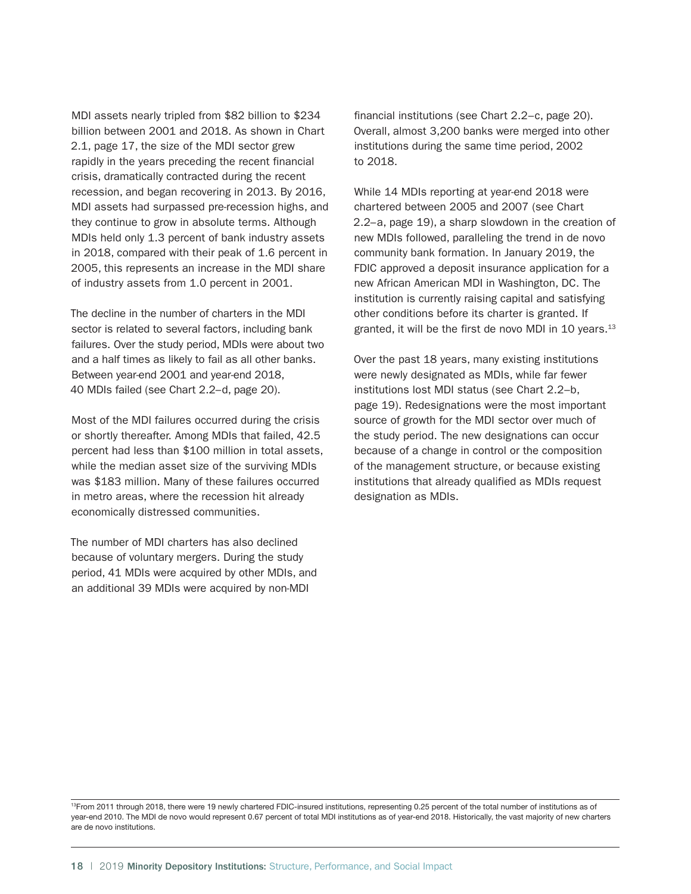MDI assets nearly tripled from $82 billion to $234 billion between 2001 and 2018. As shown in Chart 2.1, page 17, the size of the MDI sector grew rapidly in the years preceding the recent financial crisis, dramatically contracted during the recent recession, and began recovering in 2013. By 2016, MDI assets had surpassed pre-recession highs, and they continue to grow in absolute terms. Although MDIs held only 1.3 percent of bank industry assets in 2018, compared with their peak of 1.6 percent in 2005, this represents an increase in the MDI share of industry assets from 1.0 percent in 2001.

The decline in the number of charters in the MDI sector is related to several factors, including bank failures. Over the study period, MDIs were about two and a half times as likely to fail as all other banks. Between year-end 2001 and year-end 2018, 40 MDIs failed (see Chart 2.2–d, page 20).

Most of the MDI failures occurred during the crisis or shortly thereafter. Among MDIs that failed, 42.5 percent had less than $100 million in total assets, while the median asset size of the surviving MDIs was $183 million. Many of these failures occurred in metro areas, where the recession hit already economically distressed communities.

The number of MDI charters has also declined because of voluntary mergers. During the study period, 41 MDIs were acquired by other MDIs, and an additional 39 MDIs were acquired by non-MDI financial institutions (see Chart 2.2–c, page 20). Overall, almost 3,200 banks were merged into other institutions during the same time period, 2002 to 2018.

While 14 MDIs reporting at year-end 2018 were chartered between 2005 and 2007 (see Chart 2.2–a, page 19), a sharp slowdown in the creation of new MDIs followed, paralleling the trend in de novo community bank formation. In January 2019, the FDIC approved a deposit insurance application for a new African American MDI in Washington, DC. The institution is currently raising capital and satisfying other conditions before its charter is granted. If granted, it will be the first de novo MDI in 10 years.[13]

Over the past 18 years, many existing institutions were newly designated as MDIs, while far fewer institutions lost MDI status (see Chart 2.2–b, page 19). Redesignations were the most important source of growth for the MDI sector over much of the study period. The new designations can occur because of a change in control or the composition of the management structure, or because existing institutions that already qualified as MDIs request designation as MDIs.

[13] From 2011 through 2018, there were 19 newly chartered FDIC-insured institutions, representing 0.25 percent of the total number of institutions as of year-end 2010. The MDI de novo would represent 0.67 percent of total MDI institutions as of year-end 2018. Historically, the vast majority of new charters are de novo institutions.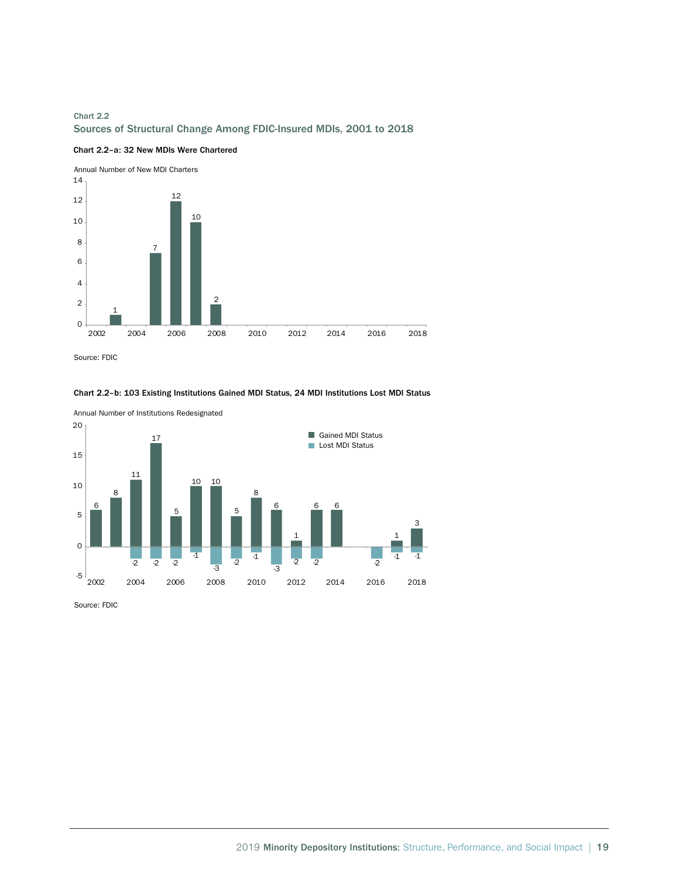Chart 2.2

## Sources of Structural Change Among FDIC-Insured MDIs, 2001 to 2018

### Chart 2.2–a: 32 New MDIs Were Chartered

Annual Number of New MDI Charters

| Year | New MDI Charters |
|---|---|
| 2003 | 1 |
| 2005 | 7 |
| 2006 | 12 |
| 2007 | 10 |
| 2008 | 2 |

Source: FDIC

### Chart 2.2–b: 103 Existing Institutions Gained MDI Status, 24 MDI Institutions Lost MDI Status

Annual Number of Institutions Redesignated

| Year | Gained MDI Status | Lost MDI Status |
|---|---|---|
| 2002 | 6 | |
| 2003 | 8 | |
| 2004 | 11 | -2 |
| 2005 | 17 | -2 |
| 2006 | 5 | -2 |
| 2007 | 10 | -1 |
| 2008 | 10 | -3 |
| 2009 | 5 | -2 |
| 2010 | 8 | -1 |
| 2011 | 6 | -3 |
| 2012 | 1 | -2 |
| 2013 | 6 | -2 |
| 2014 | 6 | |
| 2015 | | |
| 2016 | | -2 |
| 2017 | 1 | -1 |
| 2018 | 3 | -1 |

Source: FDIC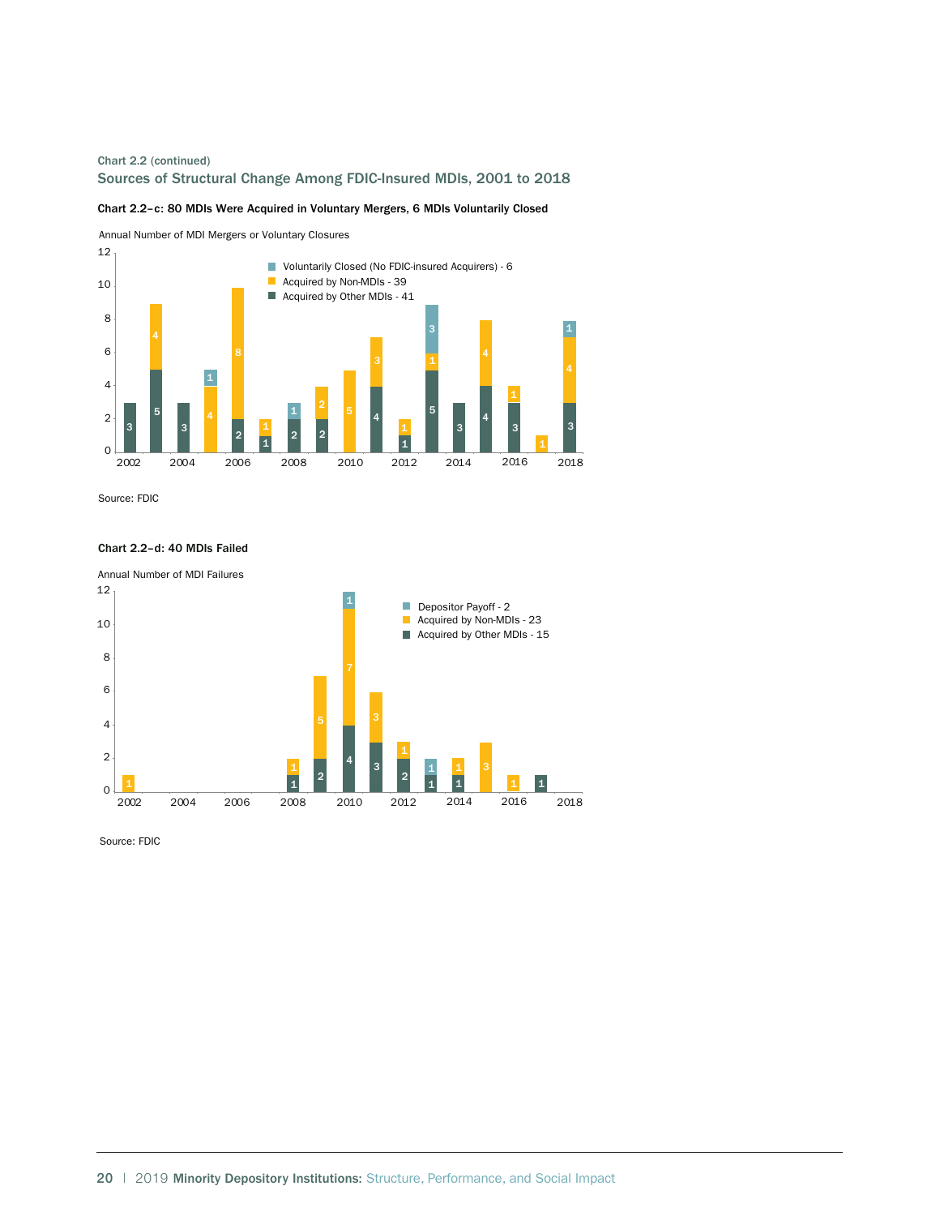Chart 2.2 (continued)

## Sources of Structural Change Among FDIC-Insured MDIs, 2001 to 2018

### Chart 2.2–c: 80 MDIs Were Acquired in Voluntary Mergers, 6 MDIs Voluntarily Closed

Annual Number of MDI Mergers or Voluntary Closures

| Year | Acquired by Other MDIs - 41 | Acquired by Non-MDIs - 39 | Voluntarily Closed (No FDIC-insured Acquirers) - 6 |
|---|---|---|---|
| 2002 | 3 | | |
| 2003 | 5 | 4 | |
| 2004 | 3 | | |
| 2005 | | 4 | 1 |
| 2006 | 2 | 8 | |
| 2007 | 1 | 1 | |
| 2008 | 2 | | 1 |
| 2009 | 2 | 2 | |
| 2010 | | 5 | |
| 2011 | 4 | 3 | |
| 2012 | 1 | 1 | |
| 2013 | 5 | 1 | 3 |
| 2014 | 3 | | |
| 2015 | 4 | 4 | |
| 2016 | 3 | 1 | |
| 2017 | | 1 | |
| 2018 | 3 | 4 | 1 |

Source: FDIC

### Chart 2.2–d: 40 MDIs Failed

Annual Number of MDI Failures

| Year | Acquired by Other MDIs - 15 | Acquired by Non-MDIs - 23 | Depositor Payoff - 2 |
|---|---|---|---|
| 2002 | | 1 | |
| 2008 | 1 | 1 | |
| 2009 | 2 | 5 | |
| 2010 | 4 | 7 | 1 |
| 2011 | 3 | 3 | |
| 2012 | 2 | 1 | |
| 2013 | 1 | | 1 |
| 2014 | 1 | 1 | |
| 2015 | | 3 | |
| 2016 | | 1 | |
| 2017 | 1 | | |

Source: FDIC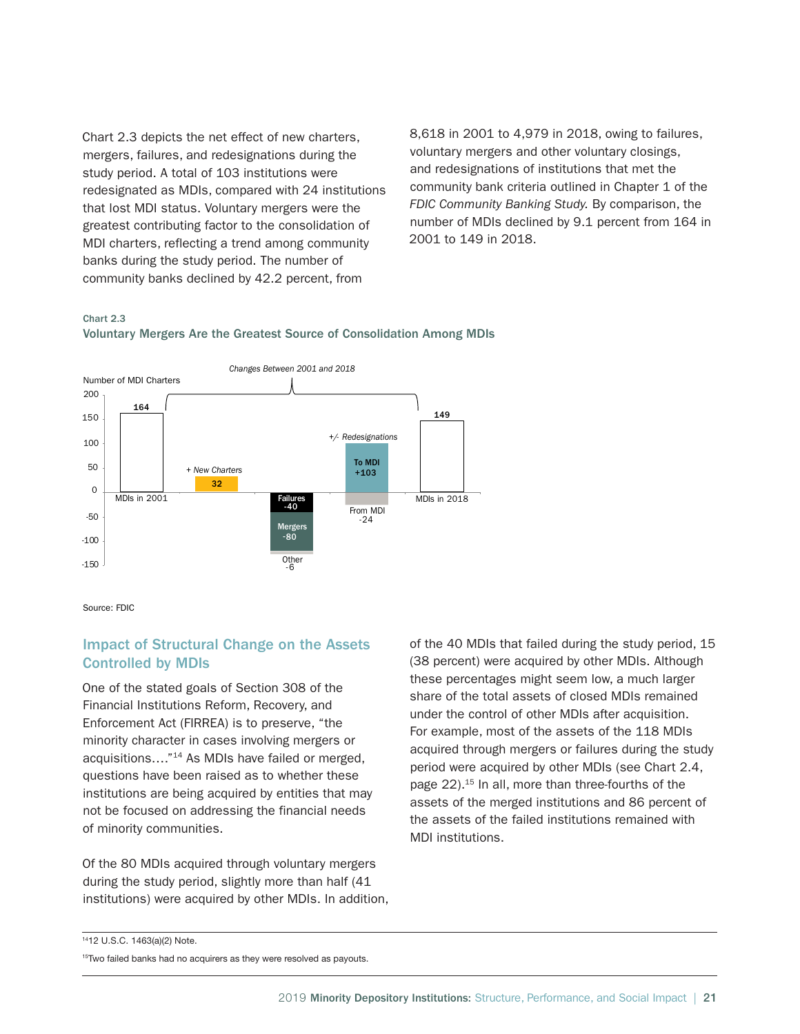Chart 2.3 depicts the net effect of new charters, mergers, failures, and redesignations during the study period. A total of 103 institutions were redesignated as MDIs, compared with 24 institutions that lost MDI status. Voluntary mergers were the greatest contributing factor to the consolidation of MDI charters, reflecting a trend among community banks during the study period. The number of community banks declined by 42.2 percent, from 8,618 in 2001 to 4,979 in 2018, owing to failures, voluntary mergers and other voluntary closings, and redesignations of institutions that met the community bank criteria outlined in Chapter 1 of the *FDIC Community Banking Study*. By comparison, the number of MDIs declined by 9.1 percent from 164 in 2001 to 149 in 2018.

**Chart 2.3**

**Voluntary Mergers Are the Greatest Source of Consolidation Among MDIs**

*Changes Between 2001 and 2018*

Number of MDI Charters

| | Value |
|---|---|
| MDIs in 2001 | 164 |
| + New Charters | 32 |
| Failures | -40 |
| Mergers | -80 |
| Other | -6 |
| +/- Redesignations: To MDI | +103 |
| +/- Redesignations: From MDI | -24 |
| MDIs in 2018 | 149 |

Source: FDIC

## Impact of Structural Change on the Assets Controlled by MDIs

One of the stated goals of Section 308 of the Financial Institutions Reform, Recovery, and Enforcement Act (FIRREA) is to preserve, "the minority character in cases involving mergers or acquisitions…."[14] As MDIs have failed or merged, questions have been raised as to whether these institutions are being acquired by entities that may not be focused on addressing the financial needs of minority communities.

Of the 80 MDIs acquired through voluntary mergers during the study period, slightly more than half (41 institutions) were acquired by other MDIs. In addition, of the 40 MDIs that failed during the study period, 15 (38 percent) were acquired by other MDIs. Although these percentages might seem low, a much larger share of the total assets of closed MDIs remained under the control of other MDIs after acquisition. For example, most of the assets of the 118 MDIs acquired through mergers or failures during the study period were acquired by other MDIs (see Chart 2.4, page 22).[15] In all, more than three-fourths of the assets of the merged institutions and 86 percent of the assets of the failed institutions remained with MDI institutions.

[14] 12 U.S.C. 1463(a)(2) Note.

[15] Two failed banks had no acquirers as they were resolved as payouts.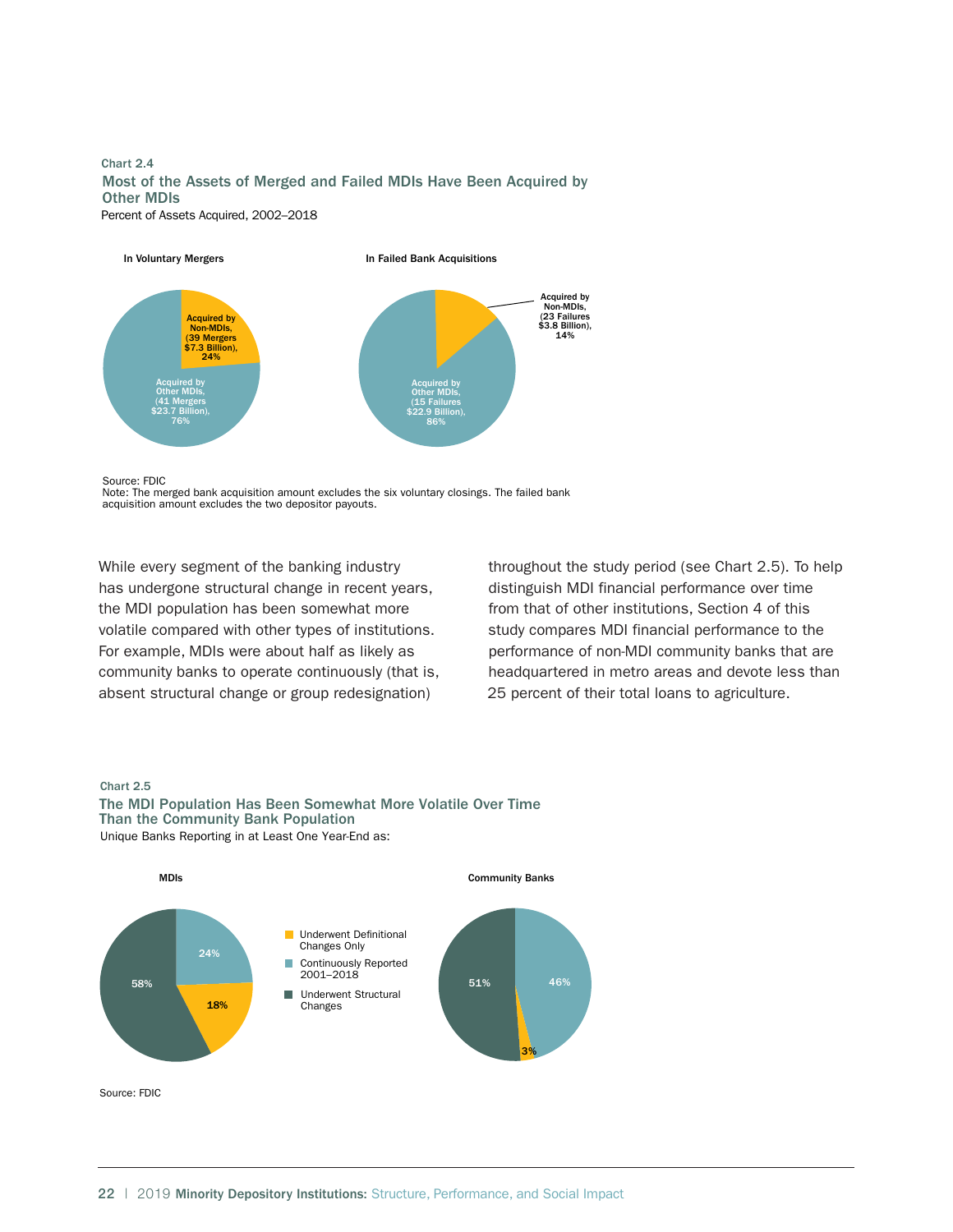Chart 2.4

### Most of the Assets of Merged and Failed MDIs Have Been Acquired by Other MDIs

Percent of Assets Acquired, 2002–2018

In Voluntary Mergers

Acquired by Non-MDIs, (39 Mergers $7.3 Billion), 24%

Acquired by Other MDIs, (41 Mergers $23.7 Billion), 76%

In Failed Bank Acquisitions

Acquired by Non-MDIs, (23 Failures $3.8 Billion), 14%

Acquired by Other MDIs, (15 Failures $22.9 Billion), 86%

Source: FDIC
Note: The merged bank acquisition amount excludes the six voluntary closings. The failed bank acquisition amount excludes the two depositor payouts.

While every segment of the banking industry has undergone structural change in recent years, the MDI population has been somewhat more volatile compared with other types of institutions. For example, MDIs were about half as likely as community banks to operate continuously (that is, absent structural change or group redesignation) throughout the study period (see Chart 2.5). To help distinguish MDI financial performance over time from that of other institutions, Section 4 of this study compares MDI financial performance to the performance of non-MDI community banks that are headquartered in metro areas and devote less than 25 percent of their total loans to agriculture.

Chart 2.5

### The MDI Population Has Been Somewhat More Volatile Over Time Than the Community Bank Population

Unique Banks Reporting in at Least One Year-End as:

MDIs

24%

18%

58%

Underwent Definitional Changes Only

Continuously Reported 2001–2018

Underwent Structural Changes

Community Banks

51%

46%

3%

Source: FDIC